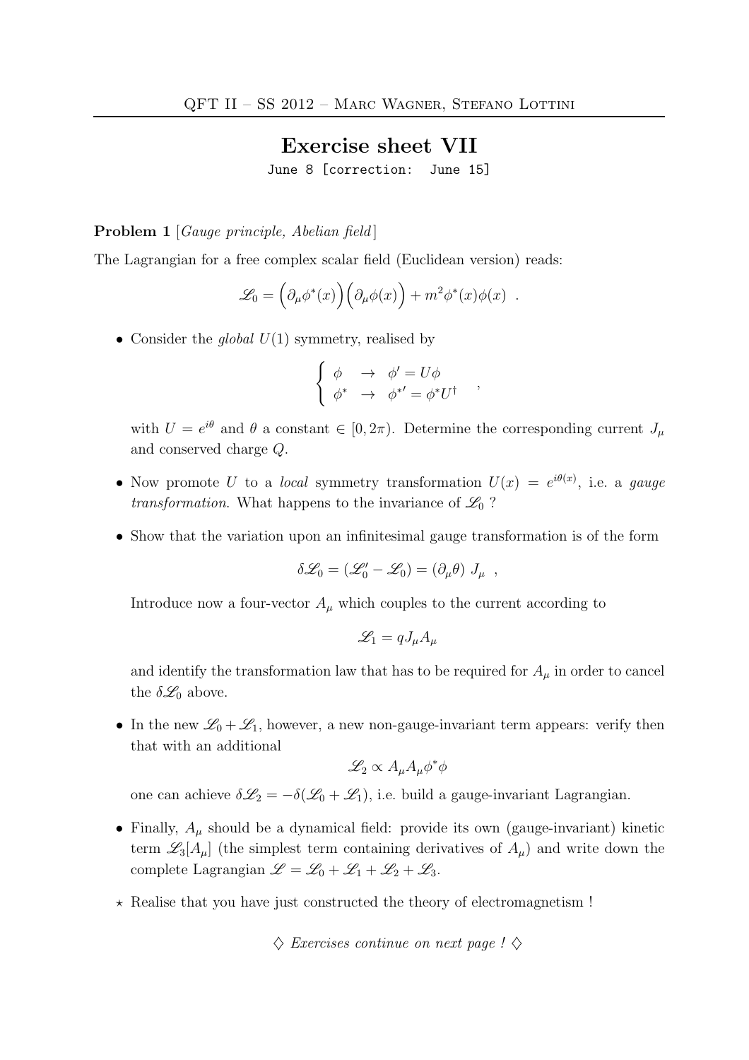# Exercise sheet VII

June 8 [correction: June 15]

**Problem 1** [*Gauge principle, Abelian field*]

The Lagrangian for a free complex scalar field (Euclidean version) reads:

$$\mathscr{L}_0 = \Big(\partial_\mu \phi^*(x)\Big)\Big(\partial_\mu \phi(x)\Big) + m^2 \phi^*(x)\phi(x) \quad .$$

- Consider the *global* $U(1)$ symmetry, realised by

$$\left\{ \begin{array}{lll} \phi & \to & \phi' = U\phi \\ \phi^* & \to & \phi^{*\prime} = \phi^* U^\dagger \end{array} \right. \quad ,$$

  with $U = e^{i\theta}$ and $\theta$ a constant $\in [0, 2\pi)$. Determine the corresponding current $J_\mu$ and conserved charge $Q$.

- Now promote $U$ to a *local* symmetry transformation $U(x) = e^{i\theta(x)}$, i.e. a *gauge transformation*. What happens to the invariance of $\mathscr{L}_0$ ?

- Show that the variation upon an infinitesimal gauge transformation is of the form

$$\delta\mathscr{L}_0 = (\mathscr{L}_0' - \mathscr{L}_0) = (\partial_\mu \theta)\ J_\mu \quad ,$$

  Introduce now a four-vector $A_\mu$ which couples to the current according to

$$\mathscr{L}_1 = q J_\mu A_\mu$$

  and identify the transformation law that has to be required for $A_\mu$ in order to cancel the $\delta\mathscr{L}_0$ above.

- In the new $\mathscr{L}_0 + \mathscr{L}_1$, however, a new non-gauge-invariant term appears: verify then that with an additional

$$\mathscr{L}_2 \propto A_\mu A_\mu \phi^* \phi$$

  one can achieve $\delta\mathscr{L}_2 = -\delta(\mathscr{L}_0 + \mathscr{L}_1)$, i.e. build a gauge-invariant Lagrangian.

- Finally, $A_\mu$ should be a dynamical field: provide its own (gauge-invariant) kinetic term $\mathscr{L}_3[A_\mu]$ (the simplest term containing derivatives of $A_\mu$) and write down the complete Lagrangian $\mathscr{L} = \mathscr{L}_0 + \mathscr{L}_1 + \mathscr{L}_2 + \mathscr{L}_3$.

$\star$ Realise that you have just constructed the theory of electromagnetism !

$\diamondsuit$ *Exercises continue on next page !* $\diamondsuit$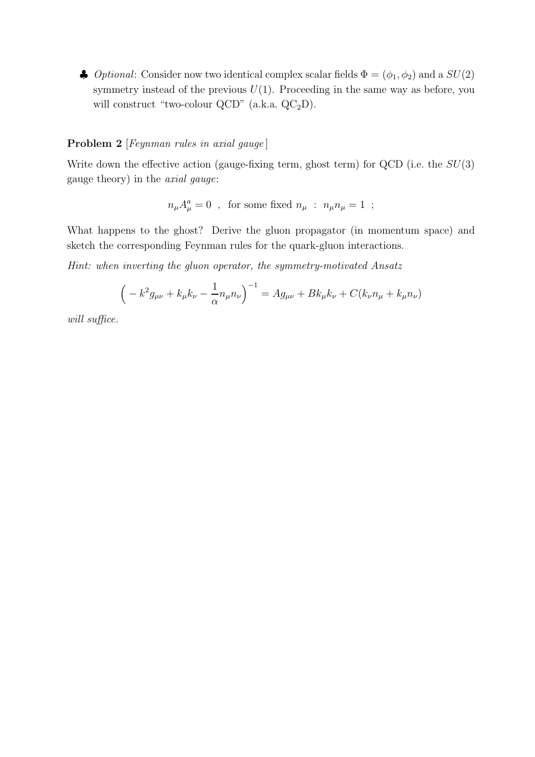♣ *Optional*: Consider now two identical complex scalar fields $\Phi = (\phi_1, \phi_2)$ and a $SU(2)$ symmetry instead of the previous $U(1)$. Proceeding in the same way as before, you will construct "two-colour QCD" (a.k.a. $\mathrm{QC_2D}$).

**Problem 2** [*Feynman rules in axial gauge*]

Write down the effective action (gauge-fixing term, ghost term) for QCD (i.e. the $SU(3)$ gauge theory) in the *axial gauge*:

$$n_\mu A^a_\mu = 0 \;\; , \;\; \text{for some fixed } n_\mu \;:\; n_\mu n_\mu = 1 \;\; ;$$

What happens to the ghost? Derive the gluon propagator (in momentum space) and sketch the corresponding Feynman rules for the quark-gluon interactions.

*Hint: when inverting the gluon operator, the symmetry-motivated Ansatz*

$$\Big( -k^2 g_{\mu\nu} + k_\mu k_\nu - \frac{1}{\alpha} n_\mu n_\nu \Big)^{-1} = A g_{\mu\nu} + B k_\mu k_\nu + C(k_\nu n_\mu + k_\mu n_\nu)$$

*will suffice.*